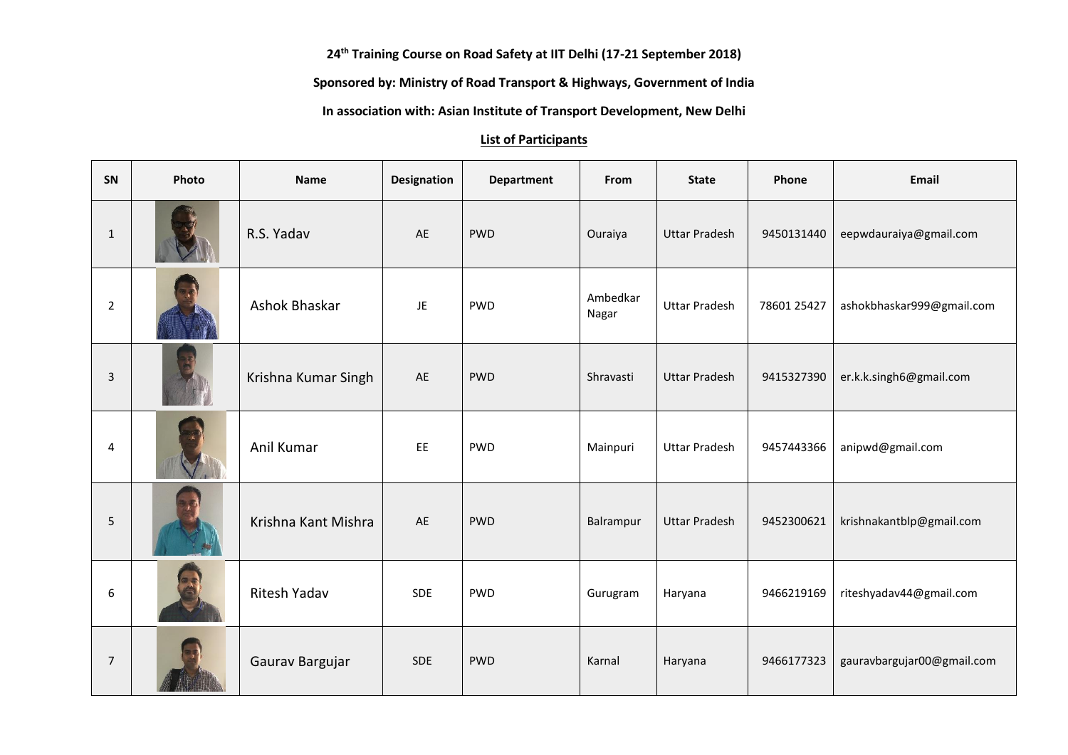**24th Training Course on Road Safety at IIT Delhi (17-21 September 2018)**

**Sponsored by: Ministry of Road Transport & Highways, Government of India**

**In association with: Asian Institute of Transport Development, New Delhi**

**List of Participants**

| SN | Photo | Name | Designation | Department | From | State | Phone | Email |
|---|---|---|---|---|---|---|---|---|
| 1 | | R.S. Yadav | AE | PWD | Ouraiya | Uttar Pradesh | 9450131440 | eepwdauraiya@gmail.com |
| 2 | | Ashok Bhaskar | JE | PWD | Ambedkar Nagar | Uttar Pradesh | 78601 25427 | ashokbhaskar999@gmail.com |
| 3 | | Krishna Kumar Singh | AE | PWD | Shravasti | Uttar Pradesh | 9415327390 | er.k.k.singh6@gmail.com |
| 4 | | Anil Kumar | EE | PWD | Mainpuri | Uttar Pradesh | 9457443366 | anipwd@gmail.com |
| 5 | | Krishna Kant Mishra | AE | PWD | Balrampur | Uttar Pradesh | 9452300621 | krishnakantblp@gmail.com |
| 6 | | Ritesh Yadav | SDE | PWD | Gurugram | Haryana | 9466219169 | riteshyadav44@gmail.com |
| 7 | | Gaurav Bargujar | SDE | PWD | Karnal | Haryana | 9466177323 | gauravbargujar00@gmail.com |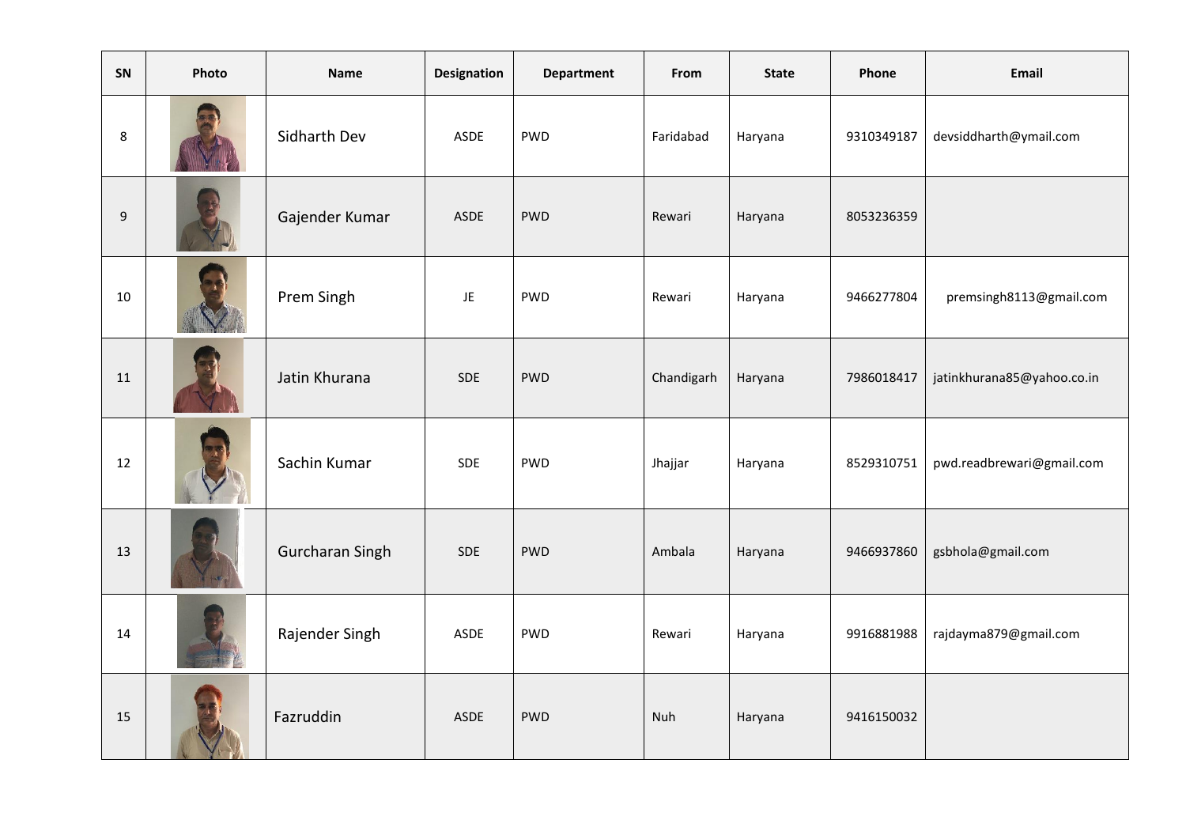| SN | Photo | Name | Designation | Department | From | State | Phone | Email |
|---|---|---|---|---|---|---|---|---|
| 8 | | Sidharth Dev | ASDE | PWD | Faridabad | Haryana | 9310349187 | devsiddharth@ymail.com |
| 9 | | Gajender Kumar | ASDE | PWD | Rewari | Haryana | 8053236359 | |
| 10 | | Prem Singh | JE | PWD | Rewari | Haryana | 9466277804 | premsingh8113@gmail.com |
| 11 | | Jatin Khurana | SDE | PWD | Chandigarh | Haryana | 7986018417 | jatinkhurana85@yahoo.co.in |
| 12 | | Sachin Kumar | SDE | PWD | Jhajjar | Haryana | 8529310751 | pwd.readbrewari@gmail.com |
| 13 | | Gurcharan Singh | SDE | PWD | Ambala | Haryana | 9466937860 | gsbhola@gmail.com |
| 14 | | Rajender Singh | ASDE | PWD | Rewari | Haryana | 9916881988 | rajdayma879@gmail.com |
| 15 | | Fazruddin | ASDE | PWD | Nuh | Haryana | 9416150032 | |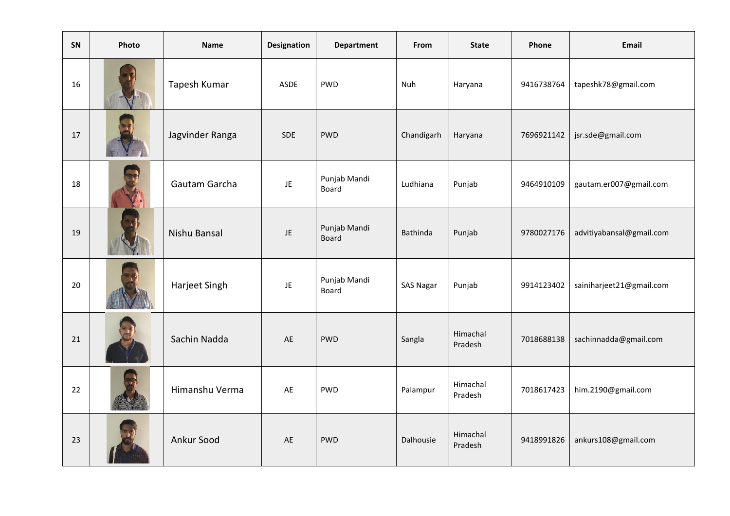| SN | Photo | Name | Designation | Department | From | State | Phone | Email |
|---|---|---|---|---|---|---|---|---|
| 16 | | Tapesh Kumar | ASDE | PWD | Nuh | Haryana | 9416738764 | tapeshk78@gmail.com |
| 17 | | Jagvinder Ranga | SDE | PWD | Chandigarh | Haryana | 7696921142 | jsr.sde@gmail.com |
| 18 | | Gautam Garcha | JE | Punjab Mandi Board | Ludhiana | Punjab | 9464910109 | gautam.er007@gmail.com |
| 19 | | Nishu Bansal | JE | Punjab Mandi Board | Bathinda | Punjab | 9780027176 | advitiyabansal@gmail.com |
| 20 | | Harjeet Singh | JE | Punjab Mandi Board | SAS Nagar | Punjab | 9914123402 | sainiharjeet21@gmail.com |
| 21 | | Sachin Nadda | AE | PWD | Sangla | Himachal Pradesh | 7018688138 | sachinnadda@gmail.com |
| 22 | | Himanshu Verma | AE | PWD | Palampur | Himachal Pradesh | 7018617423 | him.2190@gmail.com |
| 23 | | Ankur Sood | AE | PWD | Dalhousie | Himachal Pradesh | 9418991826 | ankurs108@gmail.com |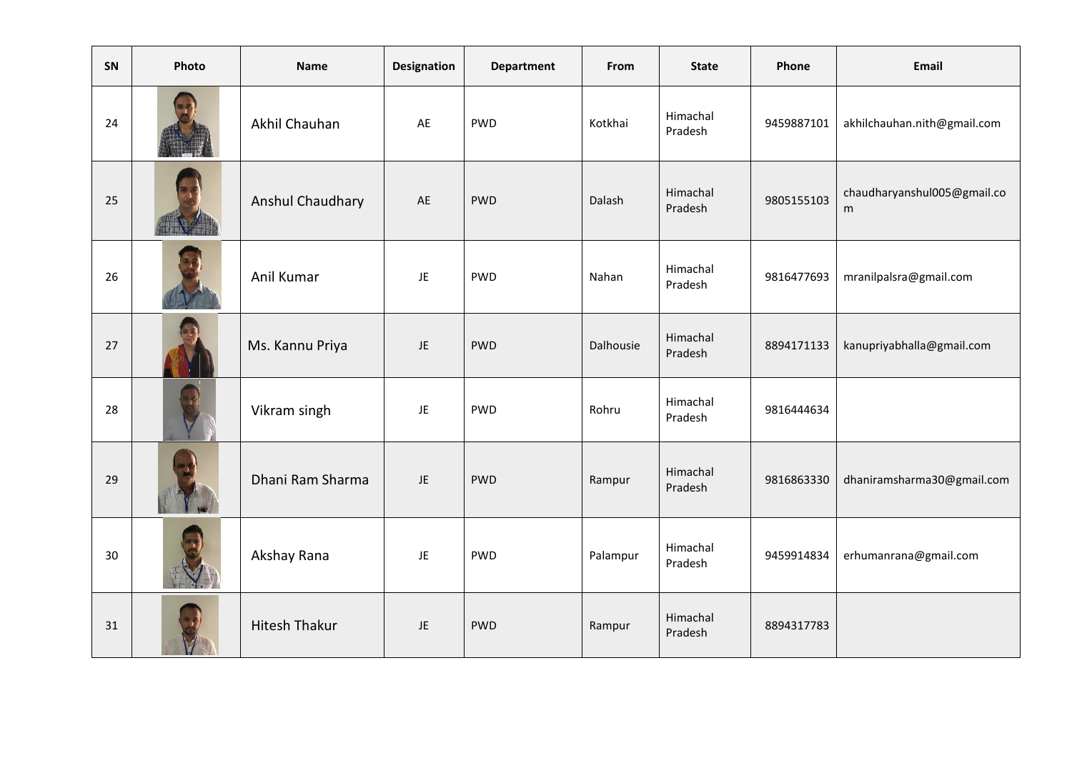| SN | Photo | Name | Designation | Department | From | State | Phone | Email |
|---|---|---|---|---|---|---|---|---|
| 24 | | Akhil Chauhan | AE | PWD | Kotkhai | Himachal Pradesh | 9459887101 | akhilchauhan.nith@gmail.com |
| 25 | | Anshul Chaudhary | AE | PWD | Dalash | Himachal Pradesh | 9805155103 | chaudharyanshul005@gmail.com |
| 26 | | Anil Kumar | JE | PWD | Nahan | Himachal Pradesh | 9816477693 | mranilpalsra@gmail.com |
| 27 | | Ms. Kannu Priya | JE | PWD | Dalhousie | Himachal Pradesh | 8894171133 | kanupriyabhalla@gmail.com |
| 28 | | Vikram singh | JE | PWD | Rohru | Himachal Pradesh | 9816444634 | |
| 29 | | Dhani Ram Sharma | JE | PWD | Rampur | Himachal Pradesh | 9816863330 | dhaniramsharma30@gmail.com |
| 30 | | Akshay Rana | JE | PWD | Palampur | Himachal Pradesh | 9459914834 | erhumanrana@gmail.com |
| 31 | | Hitesh Thakur | JE | PWD | Rampur | Himachal Pradesh | 8894317783 | |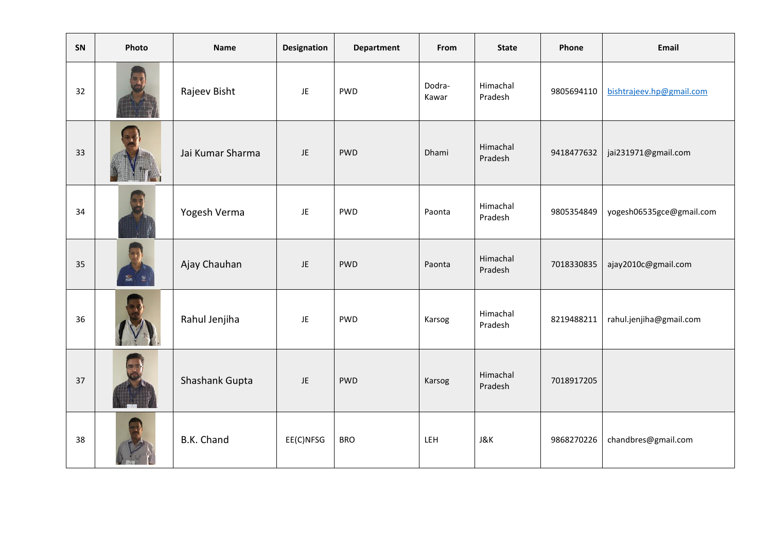| SN | Photo | Name | Designation | Department | From | State | Phone | Email |
|---|---|---|---|---|---|---|---|---|
| 32 | | Rajeev Bisht | JE | PWD | Dodra-Kawar | Himachal Pradesh | 9805694110 | bishtrajeev.hp@gmail.com |
| 33 | | Jai Kumar Sharma | JE | PWD | Dhami | Himachal Pradesh | 9418477632 | jai231971@gmail.com |
| 34 | | Yogesh Verma | JE | PWD | Paonta | Himachal Pradesh | 9805354849 | yogesh06535gce@gmail.com |
| 35 | | Ajay Chauhan | JE | PWD | Paonta | Himachal Pradesh | 7018330835 | ajay2010c@gmail.com |
| 36 | | Rahul Jenjiha | JE | PWD | Karsog | Himachal Pradesh | 8219488211 | rahul.jenjiha@gmail.com |
| 37 | | Shashank Gupta | JE | PWD | Karsog | Himachal Pradesh | 7018917205 | |
| 38 | | B.K. Chand | EE(C)NFSG | BRO | LEH | J&K | 9868270226 | chandbres@gmail.com |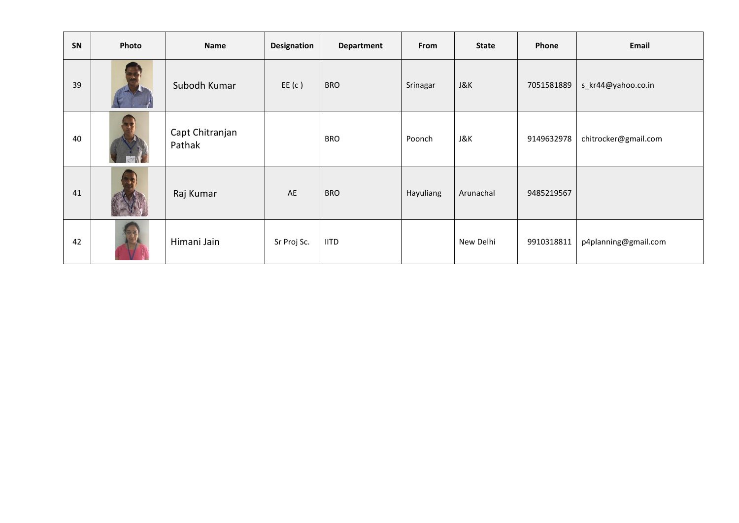| SN | Photo | Name | Designation | Department | From | State | Phone | Email |
|---|---|---|---|---|---|---|---|---|
| 39 | | Subodh Kumar | EE (c ) | BRO | Srinagar | J&K | 7051581889 | s_kr44@yahoo.co.in |
| 40 | | Capt Chitranjan Pathak | | BRO | Poonch | J&K | 9149632978 | chitrocker@gmail.com |
| 41 | | Raj Kumar | AE | BRO | Hayuliang | Arunachal | 9485219567 | |
| 42 | | Himani Jain | Sr Proj Sc. | IITD | | New Delhi | 9910318811 | p4planning@gmail.com |